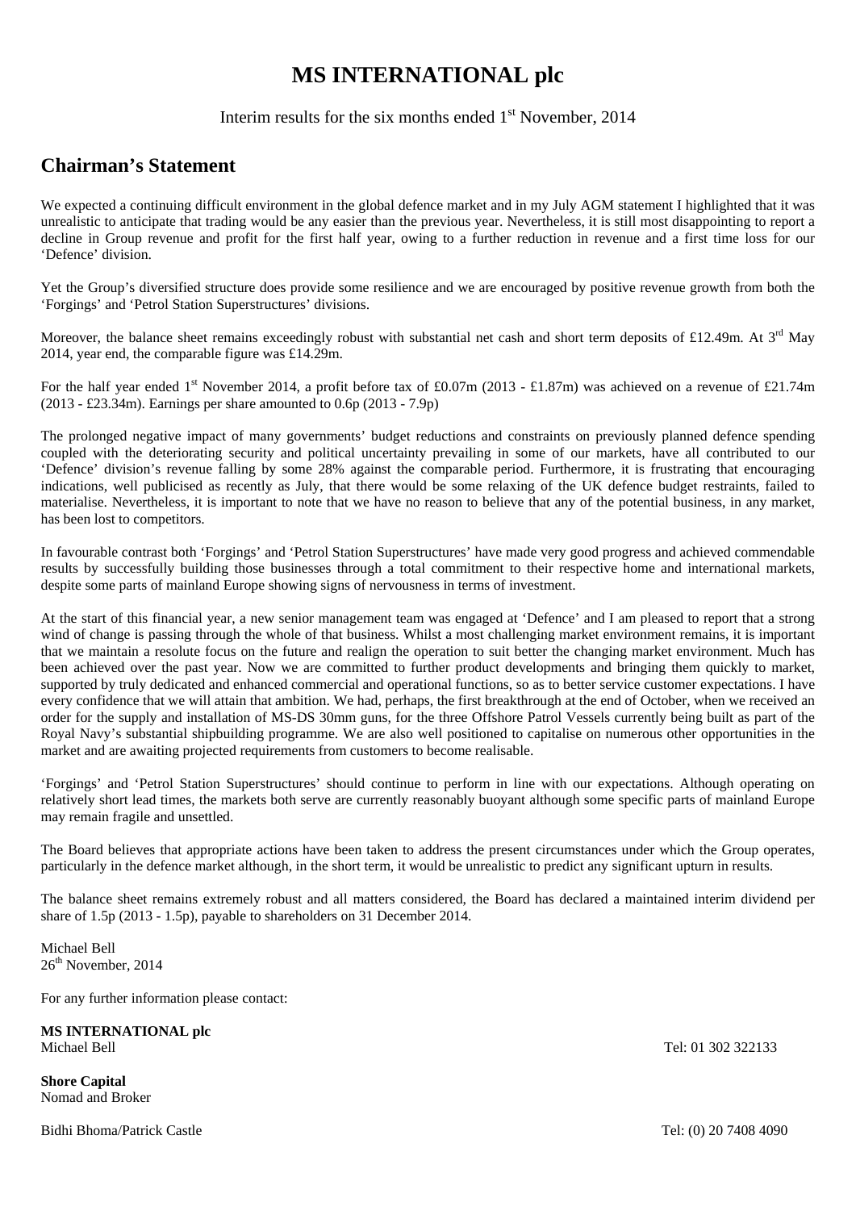# MS INTERNATIONAL plc

Interim results for the six months ended 1st November, 2014

## Chairman's Statement

We expected a continuing difficult environment in the global defence market and in my July AGM statement I highlighted that it was unrealistic to anticipate that trading would be any easier than the previous year. Nevertheless, it is still most disappointing to report a decline in Group revenue and profit for the first half year, owing to a further reduction in revenue and a first time loss for our 'Defence' division.

Yet the Group's diversified structure does provide some resilience and we are encouraged by positive revenue growth from both the 'Forgings' and 'Petrol Station Superstructures' divisions.

Moreover, the balance sheet remains exceedingly robust with substantial net cash and short term deposits of £12.49m. At 3rd May 2014, year end, the comparable figure was £14.29m.

For the half year ended 1st November 2014, a profit before tax of £0.07m (2013 - £1.87m) was achieved on a revenue of £21.74m (2013 - £23.34m). Earnings per share amounted to 0.6p (2013 - 7.9p)

The prolonged negative impact of many governments' budget reductions and constraints on previously planned defence spending coupled with the deteriorating security and political uncertainty prevailing in some of our markets, have all contributed to our 'Defence' division's revenue falling by some 28% against the comparable period. Furthermore, it is frustrating that encouraging indications, well publicised as recently as July, that there would be some relaxing of the UK defence budget restraints, failed to materialise. Nevertheless, it is important to note that we have no reason to believe that any of the potential business, in any market, has been lost to competitors.

In favourable contrast both 'Forgings' and 'Petrol Station Superstructures' have made very good progress and achieved commendable results by successfully building those businesses through a total commitment to their respective home and international markets, despite some parts of mainland Europe showing signs of nervousness in terms of investment.

At the start of this financial year, a new senior management team was engaged at 'Defence' and I am pleased to report that a strong wind of change is passing through the whole of that business. Whilst a most challenging market environment remains, it is important that we maintain a resolute focus on the future and realign the operation to suit better the changing market environment. Much has been achieved over the past year. Now we are committed to further product developments and bringing them quickly to market, supported by truly dedicated and enhanced commercial and operational functions, so as to better service customer expectations. I have every confidence that we will attain that ambition. We had, perhaps, the first breakthrough at the end of October, when we received an order for the supply and installation of MS-DS 30mm guns, for the three Offshore Patrol Vessels currently being built as part of the Royal Navy's substantial shipbuilding programme. We are also well positioned to capitalise on numerous other opportunities in the market and are awaiting projected requirements from customers to become realisable.

'Forgings' and 'Petrol Station Superstructures' should continue to perform in line with our expectations. Although operating on relatively short lead times, the markets both serve are currently reasonably buoyant although some specific parts of mainland Europe may remain fragile and unsettled.

The Board believes that appropriate actions have been taken to address the present circumstances under which the Group operates, particularly in the defence market although, in the short term, it would be unrealistic to predict any significant upturn in results.

The balance sheet remains extremely robust and all matters considered, the Board has declared a maintained interim dividend per share of 1.5p (2013 - 1.5p), payable to shareholders on 31 December 2014.

Michael Bell
26th November, 2014

For any further information please contact:

**MS INTERNATIONAL plc**
Michael Bell — Tel: 01 302 322133

**Shore Capital**
Nomad and Broker

Bidhi Bhoma/Patrick Castle — Tel: (0) 20 7408 4090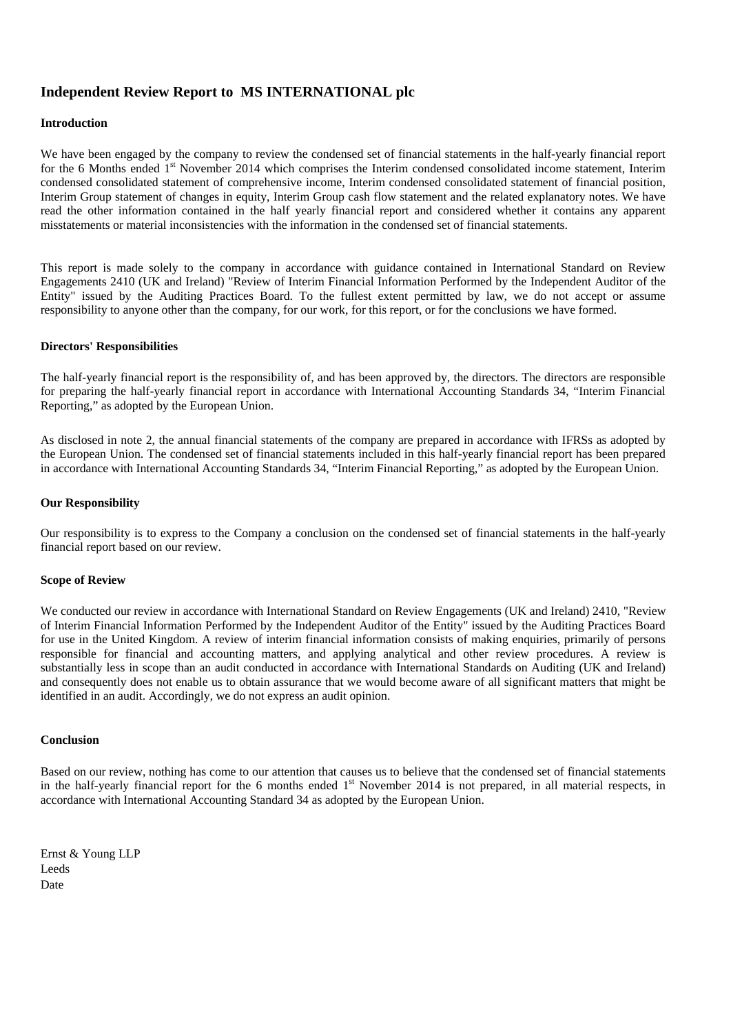# Independent Review Report to MS INTERNATIONAL plc

### Introduction

We have been engaged by the company to review the condensed set of financial statements in the half-yearly financial report for the 6 Months ended 1st November 2014 which comprises the Interim condensed consolidated income statement, Interim condensed consolidated statement of comprehensive income, Interim condensed consolidated statement of financial position, Interim Group statement of changes in equity, Interim Group cash flow statement and the related explanatory notes. We have read the other information contained in the half yearly financial report and considered whether it contains any apparent misstatements or material inconsistencies with the information in the condensed set of financial statements.

This report is made solely to the company in accordance with guidance contained in International Standard on Review Engagements 2410 (UK and Ireland) "Review of Interim Financial Information Performed by the Independent Auditor of the Entity" issued by the Auditing Practices Board. To the fullest extent permitted by law, we do not accept or assume responsibility to anyone other than the company, for our work, for this report, or for the conclusions we have formed.

### Directors' Responsibilities

The half-yearly financial report is the responsibility of, and has been approved by, the directors. The directors are responsible for preparing the half-yearly financial report in accordance with International Accounting Standards 34, "Interim Financial Reporting," as adopted by the European Union.

As disclosed in note 2, the annual financial statements of the company are prepared in accordance with IFRSs as adopted by the European Union. The condensed set of financial statements included in this half-yearly financial report has been prepared in accordance with International Accounting Standards 34, "Interim Financial Reporting," as adopted by the European Union.

### Our Responsibility

Our responsibility is to express to the Company a conclusion on the condensed set of financial statements in the half-yearly financial report based on our review.

### Scope of Review

We conducted our review in accordance with International Standard on Review Engagements (UK and Ireland) 2410, "Review of Interim Financial Information Performed by the Independent Auditor of the Entity" issued by the Auditing Practices Board for use in the United Kingdom. A review of interim financial information consists of making enquiries, primarily of persons responsible for financial and accounting matters, and applying analytical and other review procedures. A review is substantially less in scope than an audit conducted in accordance with International Standards on Auditing (UK and Ireland) and consequently does not enable us to obtain assurance that we would become aware of all significant matters that might be identified in an audit. Accordingly, we do not express an audit opinion.

### Conclusion

Based on our review, nothing has come to our attention that causes us to believe that the condensed set of financial statements in the half-yearly financial report for the 6 months ended 1st November 2014 is not prepared, in all material respects, in accordance with International Accounting Standard 34 as adopted by the European Union.

Ernst & Young LLP
Leeds
Date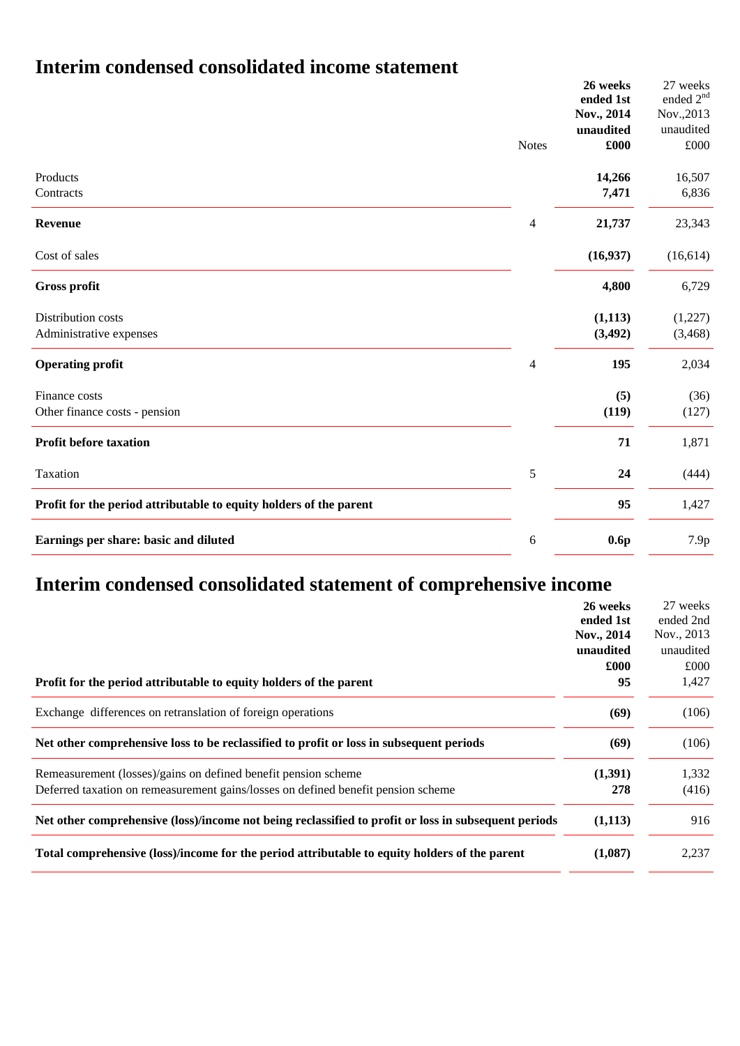# Interim condensed consolidated income statement

| | Notes | **26 weeks ended 1st Nov., 2014 unaudited £000** | 27 weeks ended 2nd Nov.,2013 unaudited £000 |
|---|---|---|---|
| Products | | **14,266** | 16,507 |
| Contracts | | **7,471** | 6,836 |
| **Revenue** | 4 | **21,737** | 23,343 |
| Cost of sales | | **(16,937)** | (16,614) |
| **Gross profit** | | **4,800** | 6,729 |
| Distribution costs | | **(1,113)** | (1,227) |
| Administrative expenses | | **(3,492)** | (3,468) |
| **Operating profit** | 4 | **195** | 2,034 |
| Finance costs | | **(5)** | (36) |
| Other finance costs - pension | | **(119)** | (127) |
| **Profit before taxation** | | **71** | 1,871 |
| Taxation | 5 | **24** | (444) |
| **Profit for the period attributable to equity holders of the parent** | | **95** | 1,427 |
| **Earnings per share: basic and diluted** | 6 | **0.6p** | 7.9p |

# Interim condensed consolidated statement of comprehensive income

| | **26 weeks ended 1st Nov., 2014 unaudited £000** | 27 weeks ended 2nd Nov., 2013 unaudited £000 |
|---|---|---|
| **Profit for the period attributable to equity holders of the parent** | **95** | 1,427 |
| Exchange differences on retranslation of foreign operations | **(69)** | (106) |
| **Net other comprehensive loss to be reclassified to profit or loss in subsequent periods** | **(69)** | (106) |
| Remeasurement (losses)/gains on defined benefit pension scheme | **(1,391)** | 1,332 |
| Deferred taxation on remeasurement gains/losses on defined benefit pension scheme | **278** | (416) |
| **Net other comprehensive (loss)/income not being reclassified to profit or loss in subsequent periods** | **(1,113)** | 916 |
| **Total comprehensive (loss)/income for the period attributable to equity holders of the parent** | **(1,087)** | 2,237 |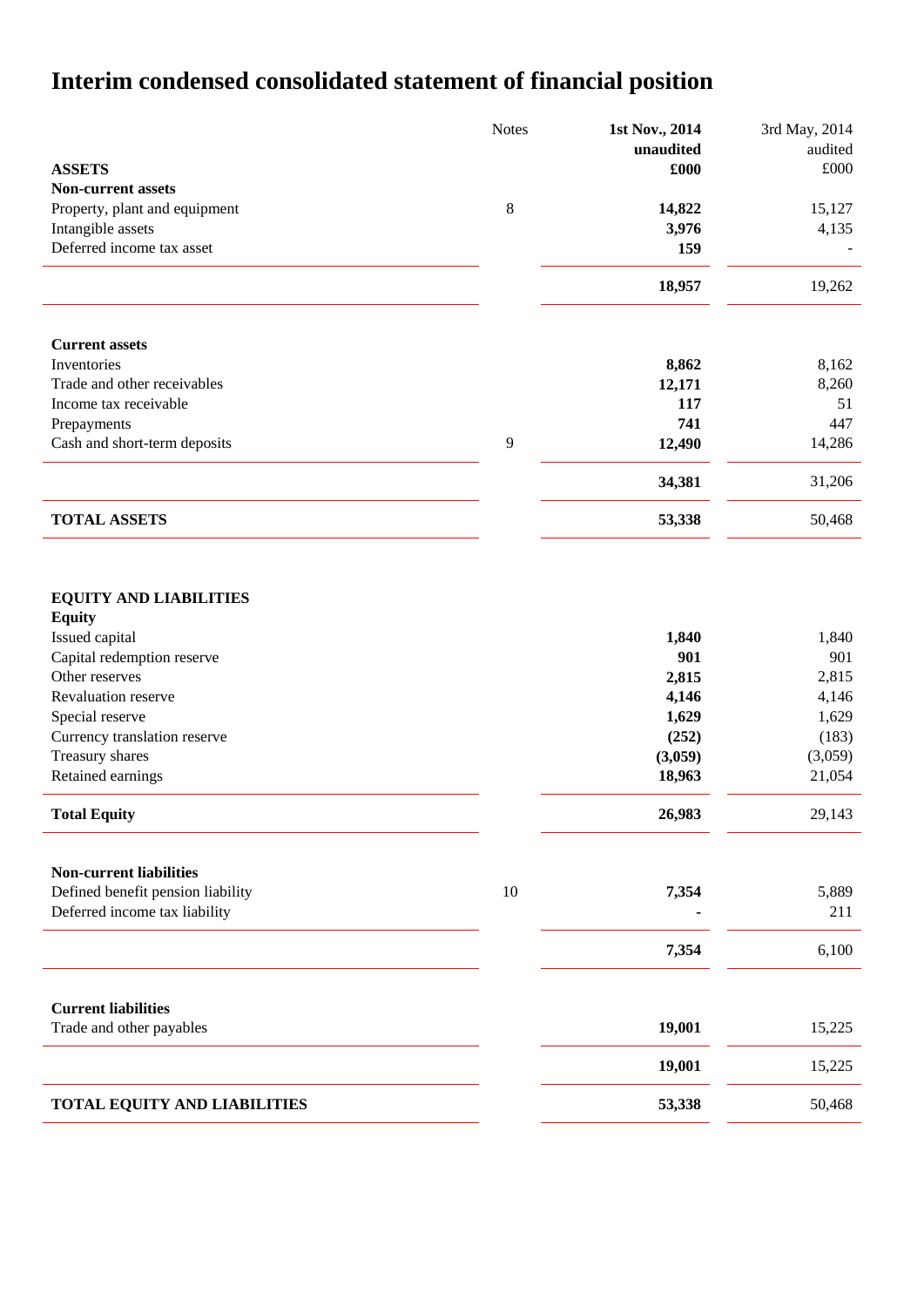# Interim condensed consolidated statement of financial position

| | Notes | 1st Nov., 2014 unaudited £000 | 3rd May, 2014 audited £000 |
|---|---|---|---|
| **ASSETS** | | | |
| **Non-current assets** | | | |
| Property, plant and equipment | 8 | **14,822** | 15,127 |
| Intangible assets | | **3,976** | 4,135 |
| Deferred income tax asset | | **159** | - |
| | | **18,957** | 19,262 |
| **Current assets** | | | |
| Inventories | | **8,862** | 8,162 |
| Trade and other receivables | | **12,171** | 8,260 |
| Income tax receivable | | **117** | 51 |
| Prepayments | | **741** | 447 |
| Cash and short-term deposits | 9 | **12,490** | 14,286 |
| | | **34,381** | 31,206 |
| **TOTAL ASSETS** | | **53,338** | 50,468 |
| **EQUITY AND LIABILITIES** | | | |
| **Equity** | | | |
| Issued capital | | **1,840** | 1,840 |
| Capital redemption reserve | | **901** | 901 |
| Other reserves | | **2,815** | 2,815 |
| Revaluation reserve | | **4,146** | 4,146 |
| Special reserve | | **1,629** | 1,629 |
| Currency translation reserve | | **(252)** | (183) |
| Treasury shares | | **(3,059)** | (3,059) |
| Retained earnings | | **18,963** | 21,054 |
| **Total Equity** | | **26,983** | 29,143 |
| **Non-current liabilities** | | | |
| Defined benefit pension liability | 10 | **7,354** | 5,889 |
| Deferred income tax liability | | **-** | 211 |
| | | **7,354** | 6,100 |
| **Current liabilities** | | | |
| Trade and other payables | | **19,001** | 15,225 |
| | | **19,001** | 15,225 |
| **TOTAL EQUITY AND LIABILITIES** | | **53,338** | 50,468 |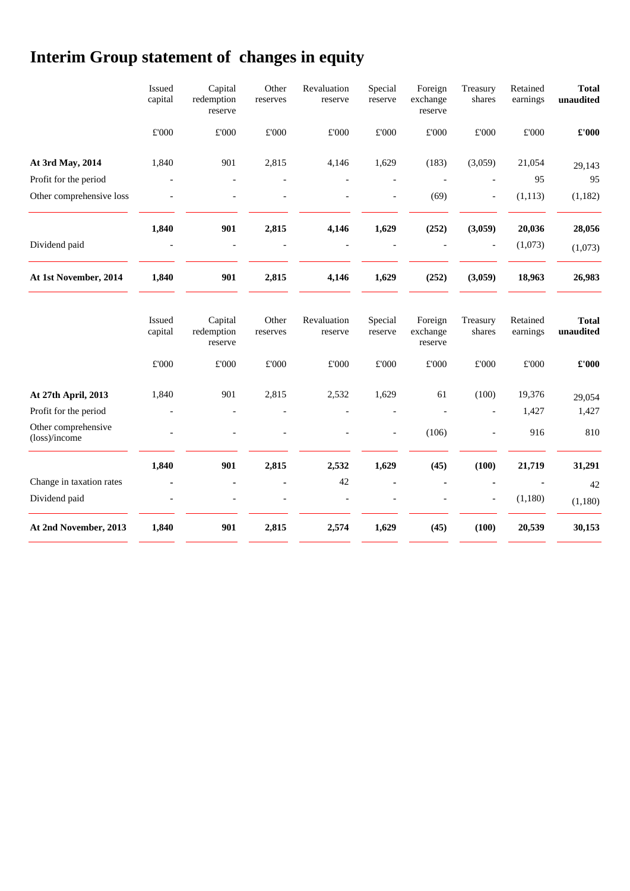# Interim Group statement of changes in equity

| | Issued capital | Capital redemption reserve | Other reserves | Revaluation reserve | Special reserve | Foreign exchange reserve | Treasury shares | Retained earnings | **Total unaudited** |
|---|---|---|---|---|---|---|---|---|---|
| | £'000 | £'000 | £'000 | £'000 | £'000 | £'000 | £'000 | £'000 | **£'000** |
| **At 3rd May, 2014** | 1,840 | 901 | 2,815 | 4,146 | 1,629 | (183) | (3,059) | 21,054 | 29,143 |
| Profit for the period | - | - | - | - | - | - | - | 95 | 95 |
| Other comprehensive loss | - | - | - | - | - | (69) | - | (1,113) | (1,182) |
| | **1,840** | **901** | **2,815** | **4,146** | **1,629** | **(252)** | **(3,059)** | **20,036** | **28,056** |
| Dividend paid | - | - | - | - | - | - | - | (1,073) | (1,073) |
| **At 1st November, 2014** | **1,840** | **901** | **2,815** | **4,146** | **1,629** | **(252)** | **(3,059)** | **18,963** | **26,983** |

| | Issued capital | Capital redemption reserve | Other reserves | Revaluation reserve | Special reserve | Foreign exchange reserve | Treasury shares | Retained earnings | **Total unaudited** |
|---|---|---|---|---|---|---|---|---|---|
| | £'000 | £'000 | £'000 | £'000 | £'000 | £'000 | £'000 | £'000 | **£'000** |
| **At 27th April, 2013** | 1,840 | 901 | 2,815 | 2,532 | 1,629 | 61 | (100) | 19,376 | 29,054 |
| Profit for the period | - | - | - | - | - | - | - | 1,427 | 1,427 |
| Other comprehensive (loss)/income | - | - | - | - | - | (106) | - | 916 | 810 |
| | **1,840** | **901** | **2,815** | **2,532** | **1,629** | **(45)** | **(100)** | **21,719** | **31,291** |
| Change in taxation rates | - | - | - | 42 | - | - | - | - | 42 |
| Dividend paid | - | - | - | - | - | - | - | (1,180) | (1,180) |
| **At 2nd November, 2013** | **1,840** | **901** | **2,815** | **2,574** | **1,629** | **(45)** | **(100)** | **20,539** | **30,153** |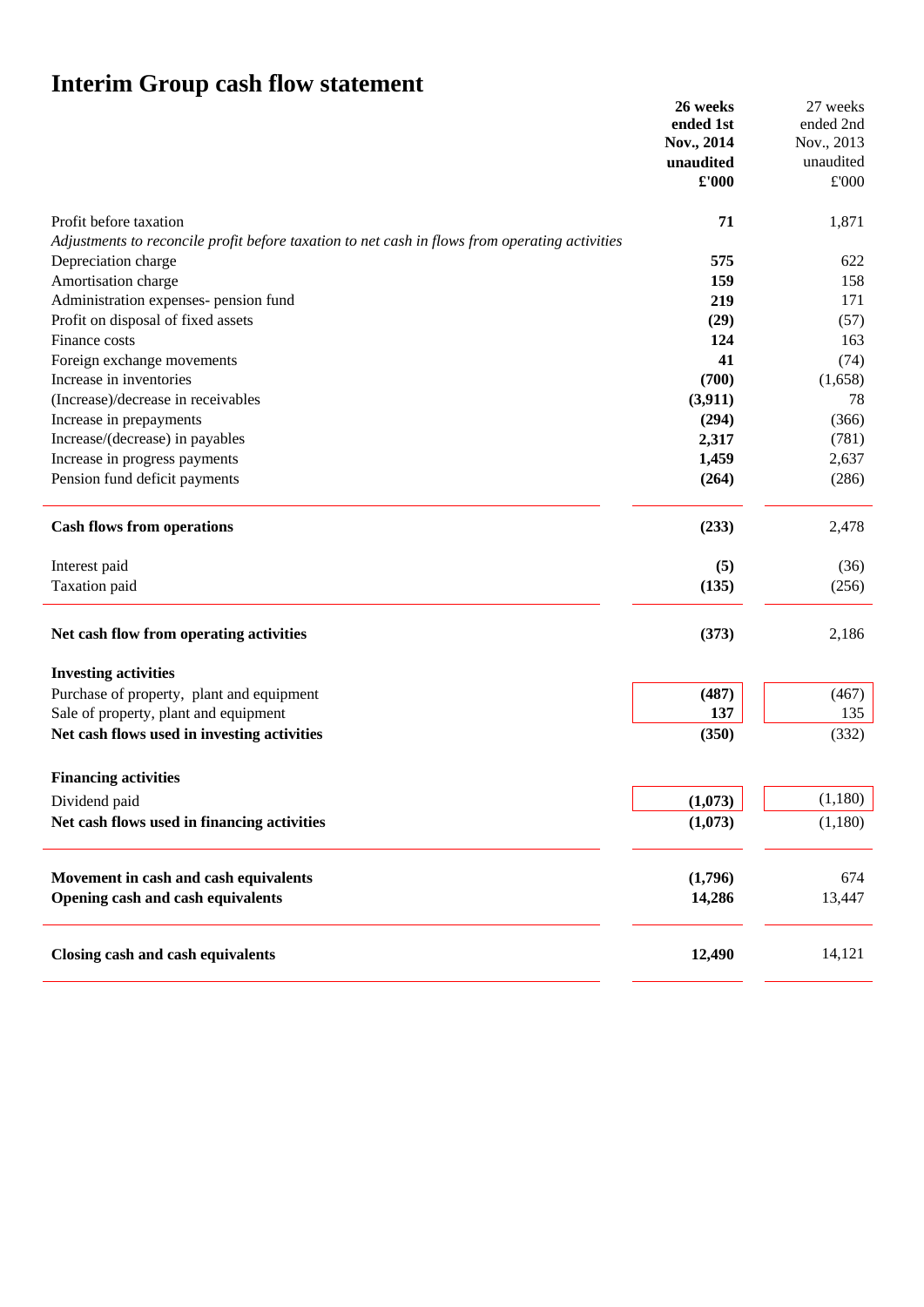# Interim Group cash flow statement

| | **26 weeks ended 1st Nov., 2014 unaudited £'000** | 27 weeks ended 2nd Nov., 2013 unaudited £'000 |
|---|---|---|
| Profit before taxation | **71** | 1,871 |
| *Adjustments to reconcile profit before taxation to net cash in flows from operating activities* | | |
| Depreciation charge | **575** | 622 |
| Amortisation charge | **159** | 158 |
| Administration expenses- pension fund | **219** | 171 |
| Profit on disposal of fixed assets | **(29)** | (57) |
| Finance costs | **124** | 163 |
| Foreign exchange movements | **41** | (74) |
| Increase in inventories | **(700)** | (1,658) |
| (Increase)/decrease in receivables | **(3,911)** | 78 |
| Increase in prepayments | **(294)** | (366) |
| Increase/(decrease) in payables | **2,317** | (781) |
| Increase in progress payments | **1,459** | 2,637 |
| Pension fund deficit payments | **(264)** | (286) |
| **Cash flows from operations** | **(233)** | 2,478 |
| Interest paid | **(5)** | (36) |
| Taxation paid | **(135)** | (256) |
| **Net cash flow from operating activities** | **(373)** | 2,186 |
| **Investing activities** | | |
| Purchase of property, plant and equipment | **(487)** | (467) |
| Sale of property, plant and equipment | **137** | 135 |
| **Net cash flows used in investing activities** | **(350)** | (332) |
| **Financing activities** | | |
| Dividend paid | **(1,073)** | (1,180) |
| **Net cash flows used in financing activities** | **(1,073)** | (1,180) |
| **Movement in cash and cash equivalents** | **(1,796)** | 674 |
| **Opening cash and cash equivalents** | **14,286** | 13,447 |
| **Closing cash and cash equivalents** | **12,490** | 14,121 |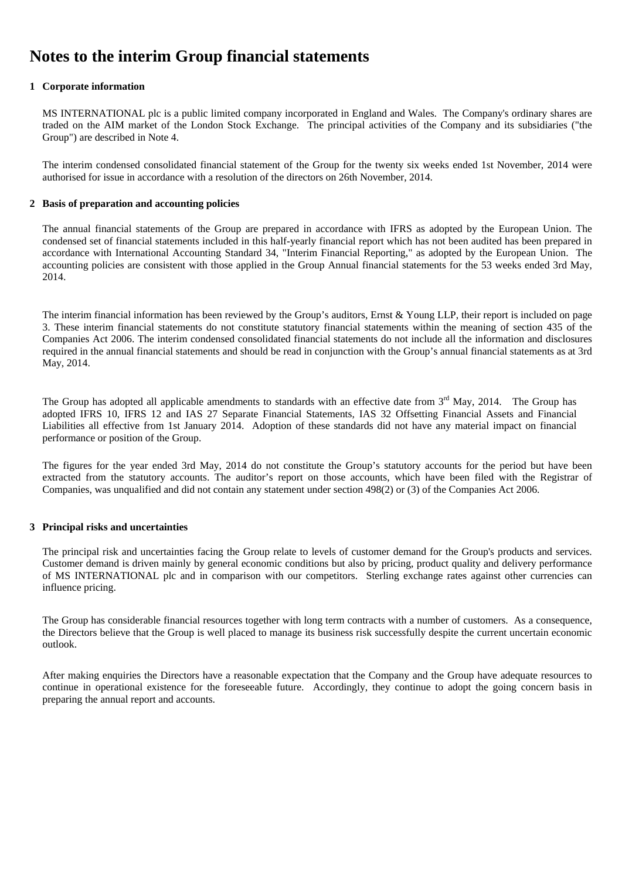# Notes to the interim Group financial statements

## 1 Corporate information

MS INTERNATIONAL plc is a public limited company incorporated in England and Wales. The Company's ordinary shares are traded on the AIM market of the London Stock Exchange. The principal activities of the Company and its subsidiaries ("the Group") are described in Note 4.

The interim condensed consolidated financial statement of the Group for the twenty six weeks ended 1st November, 2014 were authorised for issue in accordance with a resolution of the directors on 26th November, 2014.

## 2 Basis of preparation and accounting policies

The annual financial statements of the Group are prepared in accordance with IFRS as adopted by the European Union. The condensed set of financial statements included in this half-yearly financial report which has not been audited has been prepared in accordance with International Accounting Standard 34, "Interim Financial Reporting," as adopted by the European Union. The accounting policies are consistent with those applied in the Group Annual financial statements for the 53 weeks ended 3rd May, 2014.

The interim financial information has been reviewed by the Group's auditors, Ernst & Young LLP, their report is included on page 3. These interim financial statements do not constitute statutory financial statements within the meaning of section 435 of the Companies Act 2006. The interim condensed consolidated financial statements do not include all the information and disclosures required in the annual financial statements and should be read in conjunction with the Group's annual financial statements as at 3rd May, 2014.

The Group has adopted all applicable amendments to standards with an effective date from 3rd May, 2014. The Group has adopted IFRS 10, IFRS 12 and IAS 27 Separate Financial Statements, IAS 32 Offsetting Financial Assets and Financial Liabilities all effective from 1st January 2014. Adoption of these standards did not have any material impact on financial performance or position of the Group.

The figures for the year ended 3rd May, 2014 do not constitute the Group's statutory accounts for the period but have been extracted from the statutory accounts. The auditor's report on those accounts, which have been filed with the Registrar of Companies, was unqualified and did not contain any statement under section 498(2) or (3) of the Companies Act 2006.

## 3 Principal risks and uncertainties

The principal risk and uncertainties facing the Group relate to levels of customer demand for the Group's products and services. Customer demand is driven mainly by general economic conditions but also by pricing, product quality and delivery performance of MS INTERNATIONAL plc and in comparison with our competitors. Sterling exchange rates against other currencies can influence pricing.

The Group has considerable financial resources together with long term contracts with a number of customers. As a consequence, the Directors believe that the Group is well placed to manage its business risk successfully despite the current uncertain economic outlook.

After making enquiries the Directors have a reasonable expectation that the Company and the Group have adequate resources to continue in operational existence for the foreseeable future. Accordingly, they continue to adopt the going concern basis in preparing the annual report and accounts.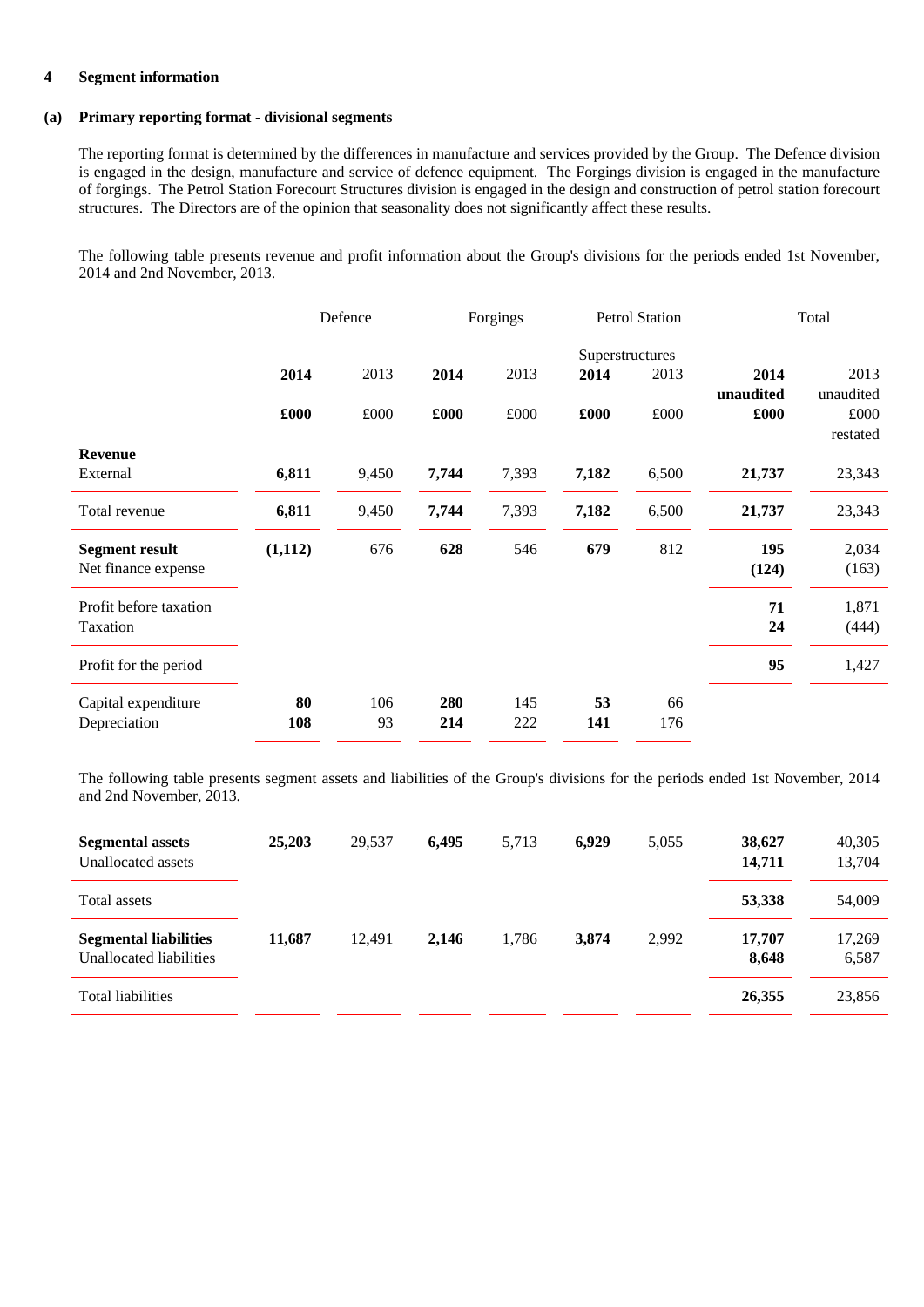## 4 Segment information

### (a) Primary reporting format - divisional segments

The reporting format is determined by the differences in manufacture and services provided by the Group. The Defence division is engaged in the design, manufacture and service of defence equipment. The Forgings division is engaged in the manufacture of forgings. The Petrol Station Forecourt Structures division is engaged in the design and construction of petrol station forecourt structures. The Directors are of the opinion that seasonality does not significantly affect these results.

The following table presents revenue and profit information about the Group's divisions for the periods ended 1st November, 2014 and 2nd November, 2013.

| | Defence | | Forgings | | Petrol Station Superstructures | | Total | |
|---|---|---|---|---|---|---|---|---|
| | **2014** | 2013 | **2014** | 2013 | **2014** | 2013 | **2014 unaudited** | 2013 unaudited |
| | **£000** | £000 | **£000** | £000 | **£000** | £000 | **£000** | £000 restated |
| **Revenue** | | | | | | | | |
| External | **6,811** | 9,450 | **7,744** | 7,393 | **7,182** | 6,500 | **21,737** | 23,343 |
| Total revenue | **6,811** | 9,450 | **7,744** | 7,393 | **7,182** | 6,500 | **21,737** | 23,343 |
| **Segment result** | **(1,112)** | 676 | **628** | 546 | **679** | 812 | **195** | 2,034 |
| Net finance expense | | | | | | | **(124)** | (163) |
| Profit before taxation | | | | | | | **71** | 1,871 |
| Taxation | | | | | | | **24** | (444) |
| Profit for the period | | | | | | | **95** | 1,427 |
| Capital expenditure | **80** | 106 | **280** | 145 | **53** | 66 | | |
| Depreciation | **108** | 93 | **214** | 222 | **141** | 176 | | |

The following table presents segment assets and liabilities of the Group's divisions for the periods ended 1st November, 2014 and 2nd November, 2013.

| | Defence 2014 | Defence 2013 | Forgings 2014 | Forgings 2013 | Petrol Station Superstructures 2014 | Petrol Station Superstructures 2013 | Total 2014 | Total 2013 |
|---|---|---|---|---|---|---|---|---|
| **Segmental assets** | **25,203** | 29,537 | **6,495** | 5,713 | **6,929** | 5,055 | **38,627** | 40,305 |
| Unallocated assets | | | | | | | **14,711** | 13,704 |
| Total assets | | | | | | | **53,338** | 54,009 |
| **Segmental liabilities** | **11,687** | 12,491 | **2,146** | 1,786 | **3,874** | 2,992 | **17,707** | 17,269 |
| Unallocated liabilities | | | | | | | **8,648** | 6,587 |
| Total liabilities | | | | | | | **26,355** | 23,856 |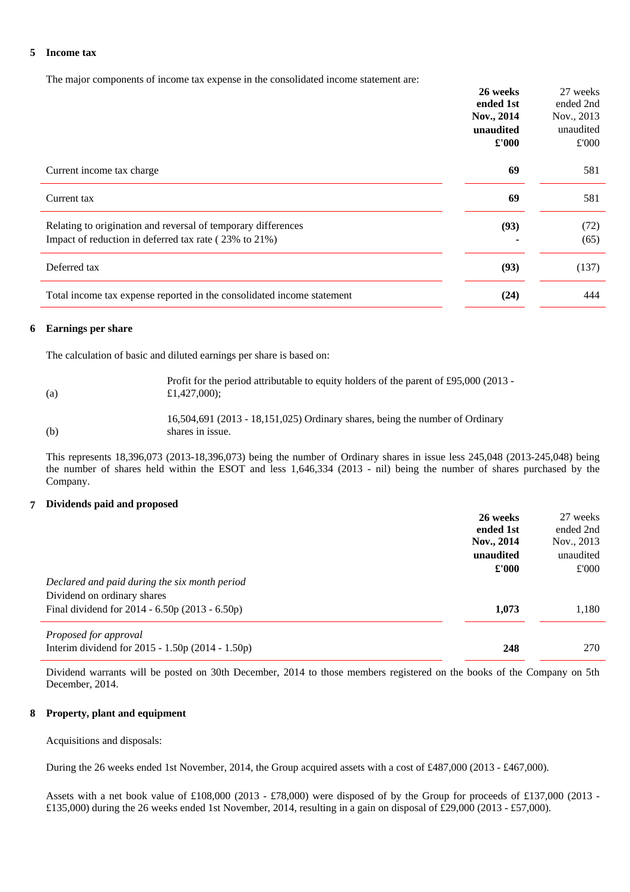## 5 Income tax

The major components of income tax expense in the consolidated income statement are:

| | **26 weeks ended 1st Nov., 2014 unaudited £'000** | 27 weeks ended 2nd Nov., 2013 unaudited £'000 |
|---|---|---|
| Current income tax charge | **69** | 581 |
| Current tax | **69** | 581 |
| Relating to origination and reversal of temporary differences | **(93)** | (72) |
| Impact of reduction in deferred tax rate ( 23% to 21%) | **-** | (65) |
| Deferred tax | **(93)** | (137) |
| Total income tax expense reported in the consolidated income statement | **(24)** | 444 |

## 6 Earnings per share

The calculation of basic and diluted earnings per share is based on:

(a) Profit for the period attributable to equity holders of the parent of £95,000 (2013 - £1,427,000);

(b) 16,504,691 (2013 - 18,151,025) Ordinary shares, being the number of Ordinary shares in issue.

This represents 18,396,073 (2013-18,396,073) being the number of Ordinary shares in issue less 245,048 (2013-245,048) being the number of shares held within the ESOT and less 1,646,334 (2013 - nil) being the number of shares purchased by the Company.

## 7 Dividends paid and proposed

| | **26 weeks ended 1st Nov., 2014 unaudited £'000** | 27 weeks ended 2nd Nov., 2013 unaudited £'000 |
|---|---|---|
| *Declared and paid during the six month period* | | |
| Dividend on ordinary shares | | |
| Final dividend for 2014 - 6.50p (2013 - 6.50p) | **1,073** | 1,180 |
| *Proposed for approval* | | |
| Interim dividend for 2015 - 1.50p (2014 - 1.50p) | **248** | 270 |

Dividend warrants will be posted on 30th December, 2014 to those members registered on the books of the Company on 5th December, 2014.

## 8 Property, plant and equipment

Acquisitions and disposals:

During the 26 weeks ended 1st November, 2014, the Group acquired assets with a cost of £487,000 (2013 - £467,000).

Assets with a net book value of £108,000 (2013 - £78,000) were disposed of by the Group for proceeds of £137,000 (2013 - £135,000) during the 26 weeks ended 1st November, 2014, resulting in a gain on disposal of £29,000 (2013 - £57,000).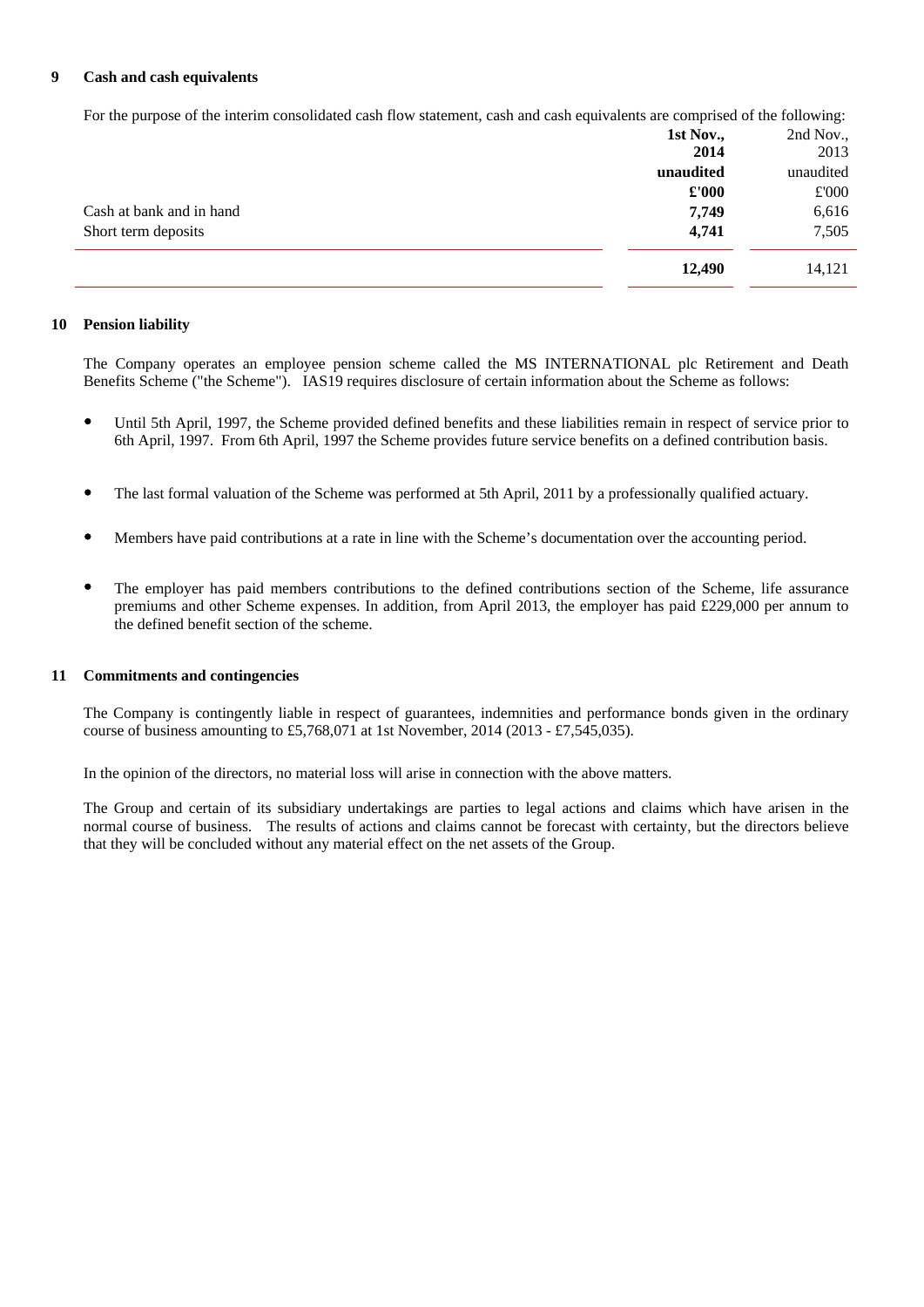## 9 Cash and cash equivalents

For the purpose of the interim consolidated cash flow statement, cash and cash equivalents are comprised of the following:

| | 1st Nov., 2014 unaudited £'000 | 2nd Nov., 2013 unaudited £'000 |
|---|---|---|
| Cash at bank and in hand | **7,749** | 6,616 |
| Short term deposits | **4,741** | 7,505 |
| | **12,490** | 14,121 |

## 10 Pension liability

The Company operates an employee pension scheme called the MS INTERNATIONAL plc Retirement and Death Benefits Scheme ("the Scheme"). IAS19 requires disclosure of certain information about the Scheme as follows:

- Until 5th April, 1997, the Scheme provided defined benefits and these liabilities remain in respect of service prior to 6th April, 1997. From 6th April, 1997 the Scheme provides future service benefits on a defined contribution basis.
- The last formal valuation of the Scheme was performed at 5th April, 2011 by a professionally qualified actuary.
- Members have paid contributions at a rate in line with the Scheme's documentation over the accounting period.
- The employer has paid members contributions to the defined contributions section of the Scheme, life assurance premiums and other Scheme expenses. In addition, from April 2013, the employer has paid £229,000 per annum to the defined benefit section of the scheme.

## 11 Commitments and contingencies

The Company is contingently liable in respect of guarantees, indemnities and performance bonds given in the ordinary course of business amounting to £5,768,071 at 1st November, 2014 (2013 - £7,545,035).

In the opinion of the directors, no material loss will arise in connection with the above matters.

The Group and certain of its subsidiary undertakings are parties to legal actions and claims which have arisen in the normal course of business. The results of actions and claims cannot be forecast with certainty, but the directors believe that they will be concluded without any material effect on the net assets of the Group.